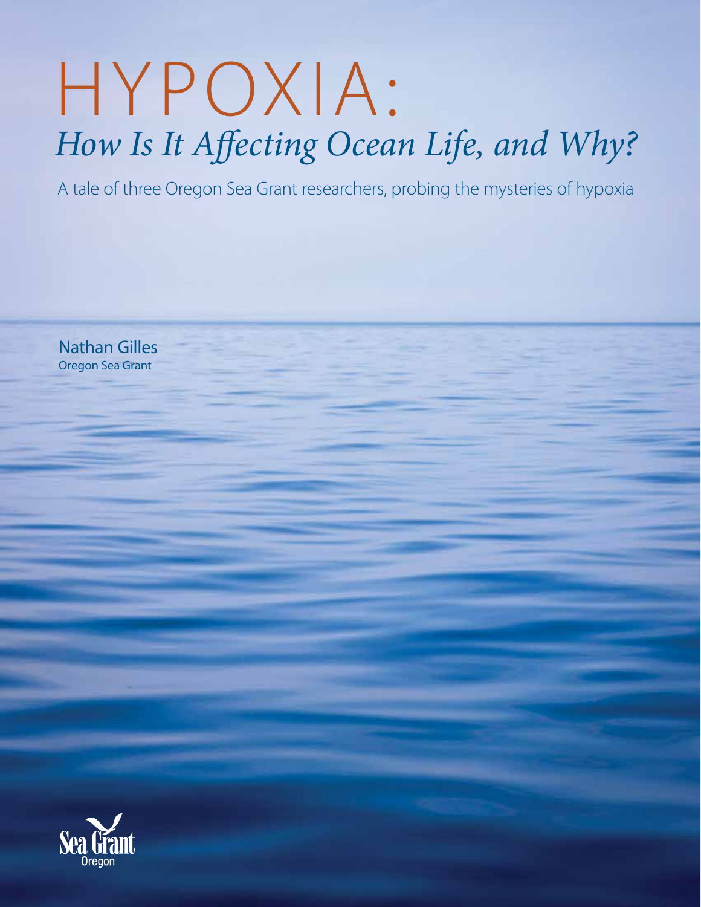# HYPOXIA:

## *How Is It Affecting Ocean Life, and Why?*

A tale of three Oregon Sea Grant researchers, probing the mysteries of hypoxia

Nathan Gilles
Oregon Sea Grant

Sea Grant
Oregon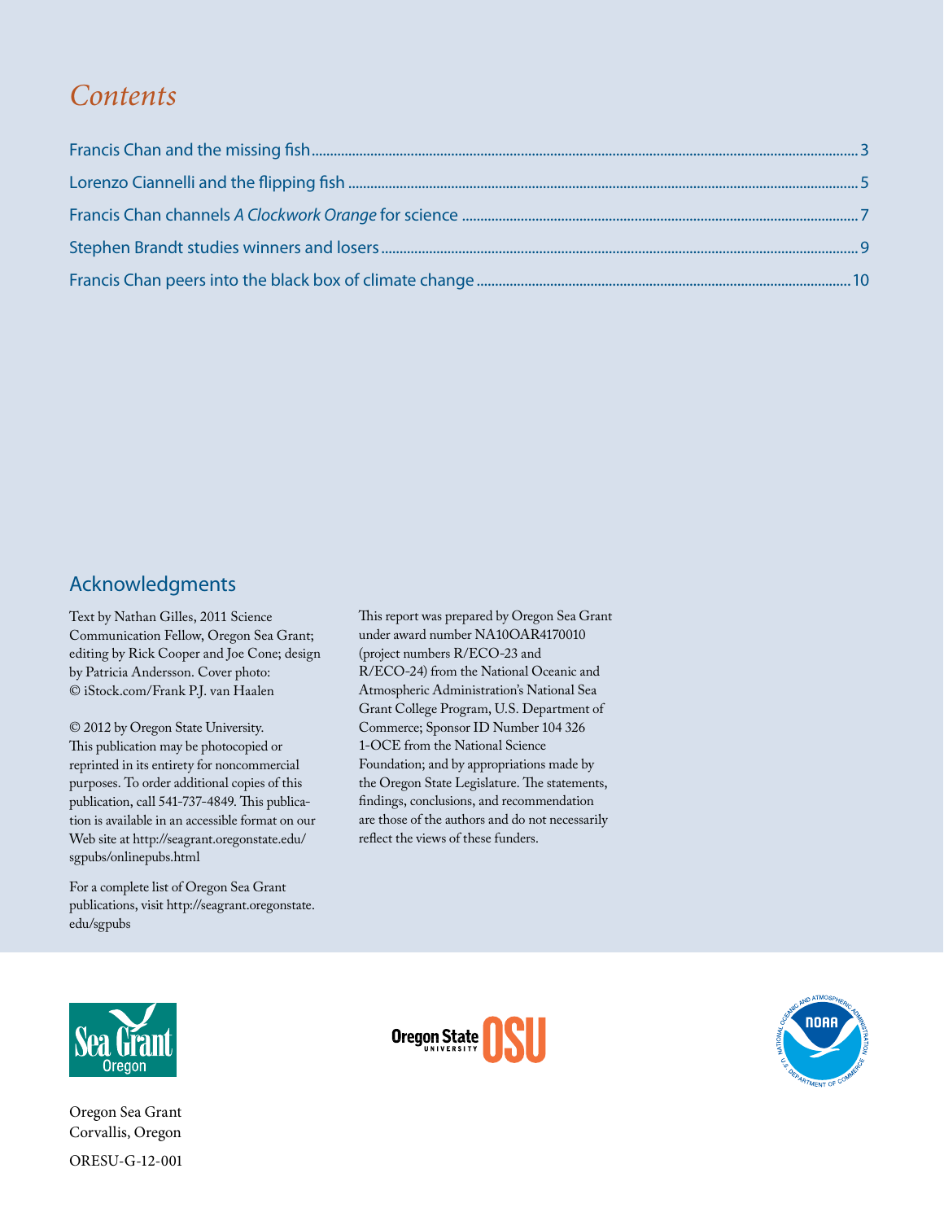# *Contents*

- Francis Chan and the missing fish ........ 3
- Lorenzo Ciannelli and the flipping fish ........ 5
- Francis Chan channels *A Clockwork Orange* for science ........ 7
- Stephen Brandt studies winners and losers ........ 9
- Francis Chan peers into the black box of climate change ........ 10

## Acknowledgments

Text by Nathan Gilles, 2011 Science Communication Fellow, Oregon Sea Grant; editing by Rick Cooper and Joe Cone; design by Patricia Andersson. Cover photo: © iStock.com/Frank P.J. van Haalen

© 2012 by Oregon State University. This publication may be photocopied or reprinted in its entirety for noncommercial purposes. To order additional copies of this publication, call 541-737-4849. This publication is available in an accessible format on our Web site at http://seagrant.oregonstate.edu/sgpubs/onlinepubs.html

For a complete list of Oregon Sea Grant publications, visit http://seagrant.oregonstate.edu/sgpubs

This report was prepared by Oregon Sea Grant under award number NA10OAR4170010 (project numbers R/ECO-23 and R/ECO-24) from the National Oceanic and Atmospheric Administration's National Sea Grant College Program, U.S. Department of Commerce; Sponsor ID Number 104 326 1-OCE from the National Science Foundation; and by appropriations made by the Oregon State Legislature. The statements, findings, conclusions, and recommendation are those of the authors and do not necessarily reflect the views of these funders.

Oregon Sea Grant
Corvallis, Oregon

ORESU-G-12-001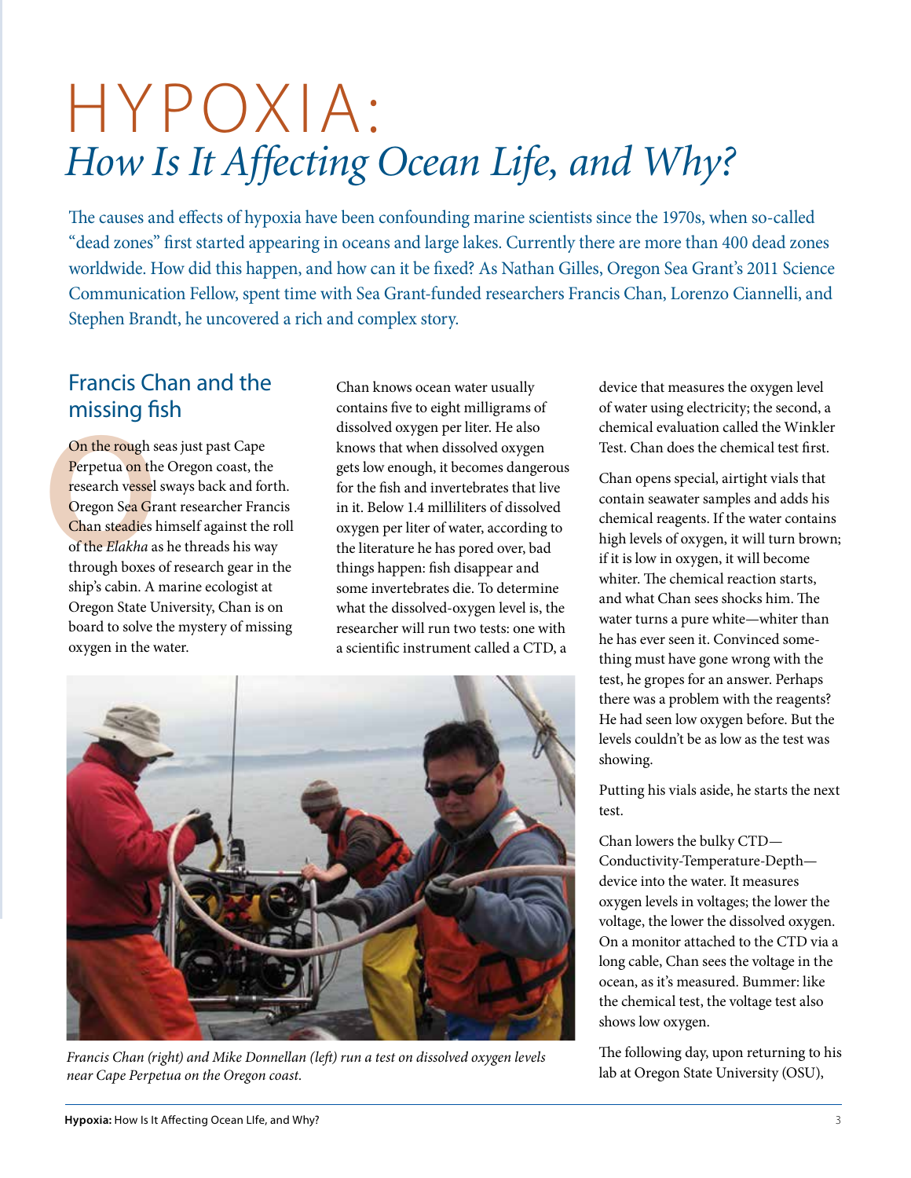# HYPOXIA:

## *How Is It Affecting Ocean Life, and Why?*

The causes and effects of hypoxia have been confounding marine scientists since the 1970s, when so-called "dead zones" first started appearing in oceans and large lakes. Currently there are more than 400 dead zones worldwide. How did this happen, and how can it be fixed? As Nathan Gilles, Oregon Sea Grant's 2011 Science Communication Fellow, spent time with Sea Grant-funded researchers Francis Chan, Lorenzo Ciannelli, and Stephen Brandt, he uncovered a rich and complex story.

### Francis Chan and the missing fish

On the rough seas just past Cape Perpetua on the Oregon coast, the research vessel sways back and forth. Oregon Sea Grant researcher Francis Chan steadies himself against the roll of the *Elakha* as he threads his way through boxes of research gear in the ship's cabin. A marine ecologist at Oregon State University, Chan is on board to solve the mystery of missing oxygen in the water.

Chan knows ocean water usually contains five to eight milligrams of dissolved oxygen per liter. He also knows that when dissolved oxygen gets low enough, it becomes dangerous for the fish and invertebrates that live in it. Below 1.4 milliliters of dissolved oxygen per liter of water, according to the literature he has pored over, bad things happen: fish disappear and some invertebrates die. To determine what the dissolved-oxygen level is, the researcher will run two tests: one with a scientific instrument called a CTD, a device that measures the oxygen level of water using electricity; the second, a chemical evaluation called the Winkler Test. Chan does the chemical test first.

*Francis Chan (right) and Mike Donnellan (left) run a test on dissolved oxygen levels near Cape Perpetua on the Oregon coast.*

Chan opens special, airtight vials that contain seawater samples and adds his chemical reagents. If the water contains high levels of oxygen, it will turn brown; if it is low in oxygen, it will become whiter. The chemical reaction starts, and what Chan sees shocks him. The water turns a pure white—whiter than he has ever seen it. Convinced something must have gone wrong with the test, he gropes for an answer. Perhaps there was a problem with the reagents? He had seen low oxygen before. But the levels couldn't be as low as the test was showing.

Putting his vials aside, he starts the next test.

Chan lowers the bulky CTD—Conductivity-Temperature-Depth—device into the water. It measures oxygen levels in voltages; the lower the voltage, the lower the dissolved oxygen. On a monitor attached to the CTD via a long cable, Chan sees the voltage in the ocean, as it's measured. Bummer: like the chemical test, the voltage test also shows low oxygen.

The following day, upon returning to his lab at Oregon State University (OSU),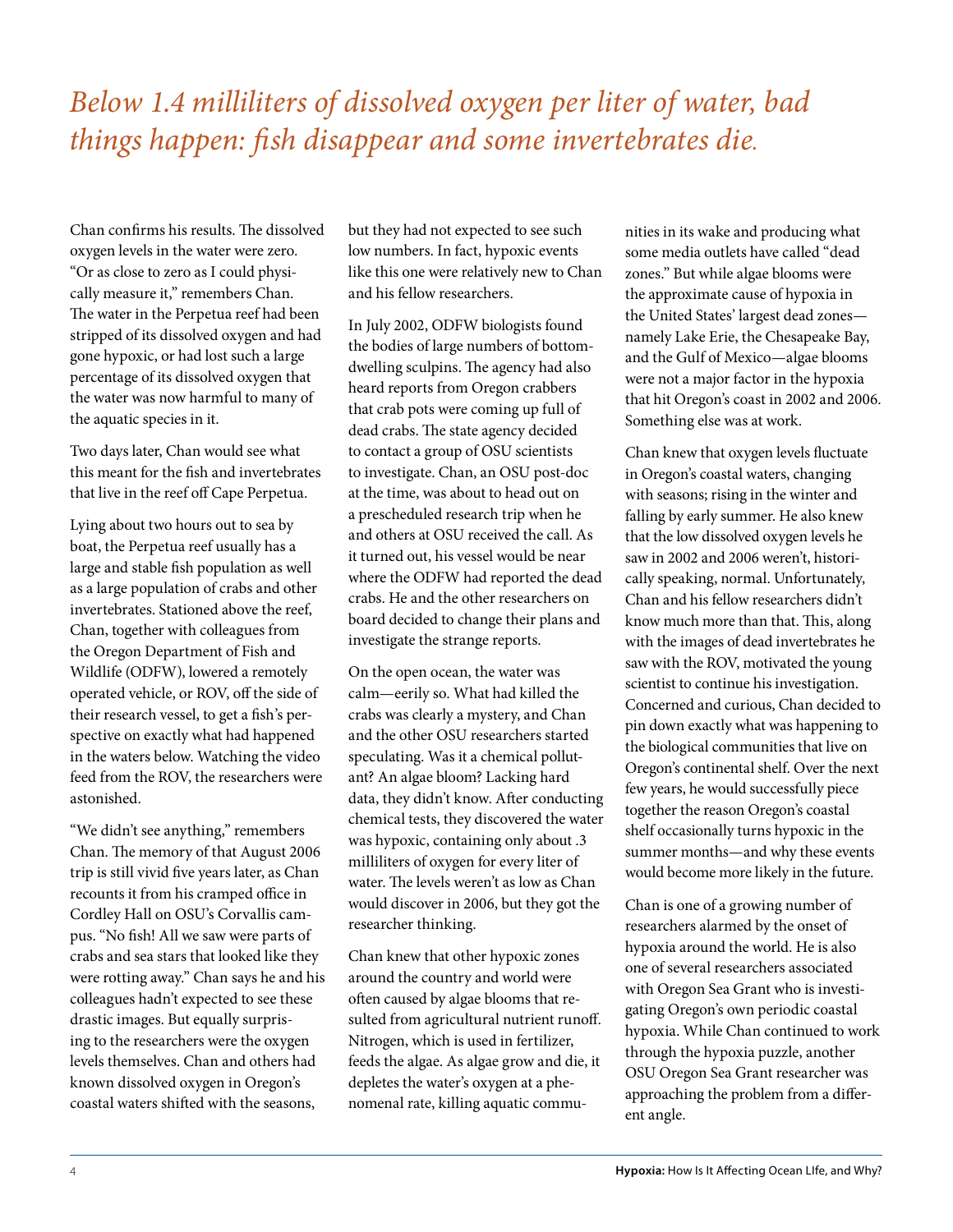*Below 1.4 milliliters of dissolved oxygen per liter of water, bad things happen: fish disappear and some invertebrates die.*

Chan confirms his results. The dissolved oxygen levels in the water were zero. "Or as close to zero as I could physically measure it," remembers Chan. The water in the Perpetua reef had been stripped of its dissolved oxygen and had gone hypoxic, or had lost such a large percentage of its dissolved oxygen that the water was now harmful to many of the aquatic species in it.

Two days later, Chan would see what this meant for the fish and invertebrates that live in the reef off Cape Perpetua.

Lying about two hours out to sea by boat, the Perpetua reef usually has a large and stable fish population as well as a large population of crabs and other invertebrates. Stationed above the reef, Chan, together with colleagues from the Oregon Department of Fish and Wildlife (ODFW), lowered a remotely operated vehicle, or ROV, off the side of their research vessel, to get a fish's perspective on exactly what had happened in the waters below. Watching the video feed from the ROV, the researchers were astonished.

"We didn't see anything," remembers Chan. The memory of that August 2006 trip is still vivid five years later, as Chan recounts it from his cramped office in Cordley Hall on OSU's Corvallis campus. "No fish! All we saw were parts of crabs and sea stars that looked like they were rotting away." Chan says he and his colleagues hadn't expected to see these drastic images. But equally surprising to the researchers were the oxygen levels themselves. Chan and others had known dissolved oxygen in Oregon's coastal waters shifted with the seasons, but they had not expected to see such low numbers. In fact, hypoxic events like this one were relatively new to Chan and his fellow researchers.

In July 2002, ODFW biologists found the bodies of large numbers of bottom-dwelling sculpins. The agency had also heard reports from Oregon crabbers that crab pots were coming up full of dead crabs. The state agency decided to contact a group of OSU scientists to investigate. Chan, an OSU post-doc at the time, was about to head out on a prescheduled research trip when he and others at OSU received the call. As it turned out, his vessel would be near where the ODFW had reported the dead crabs. He and the other researchers on board decided to change their plans and investigate the strange reports.

On the open ocean, the water was calm—eerily so. What had killed the crabs was clearly a mystery, and Chan and the other OSU researchers started speculating. Was it a chemical pollutant? An algae bloom? Lacking hard data, they didn't know. After conducting chemical tests, they discovered the water was hypoxic, containing only about .3 milliliters of oxygen for every liter of water. The levels weren't as low as Chan would discover in 2006, but they got the researcher thinking.

Chan knew that other hypoxic zones around the country and world were often caused by algae blooms that resulted from agricultural nutrient runoff. Nitrogen, which is used in fertilizer, feeds the algae. As algae grow and die, it depletes the water's oxygen at a phenomenal rate, killing aquatic communities in its wake and producing what some media outlets have called "dead zones." But while algae blooms were the approximate cause of hypoxia in the United States' largest dead zones—namely Lake Erie, the Chesapeake Bay, and the Gulf of Mexico—algae blooms were not a major factor in the hypoxia that hit Oregon's coast in 2002 and 2006. Something else was at work.

Chan knew that oxygen levels fluctuate in Oregon's coastal waters, changing with seasons; rising in the winter and falling by early summer. He also knew that the low dissolved oxygen levels he saw in 2002 and 2006 weren't, historically speaking, normal. Unfortunately, Chan and his fellow researchers didn't know much more than that. This, along with the images of dead invertebrates he saw with the ROV, motivated the young scientist to continue his investigation. Concerned and curious, Chan decided to pin down exactly what was happening to the biological communities that live on Oregon's continental shelf. Over the next few years, he would successfully piece together the reason Oregon's coastal shelf occasionally turns hypoxic in the summer months—and why these events would become more likely in the future.

Chan is one of a growing number of researchers alarmed by the onset of hypoxia around the world. He is also one of several researchers associated with Oregon Sea Grant who is investigating Oregon's own periodic coastal hypoxia. While Chan continued to work through the hypoxia puzzle, another OSU Oregon Sea Grant researcher was approaching the problem from a different angle.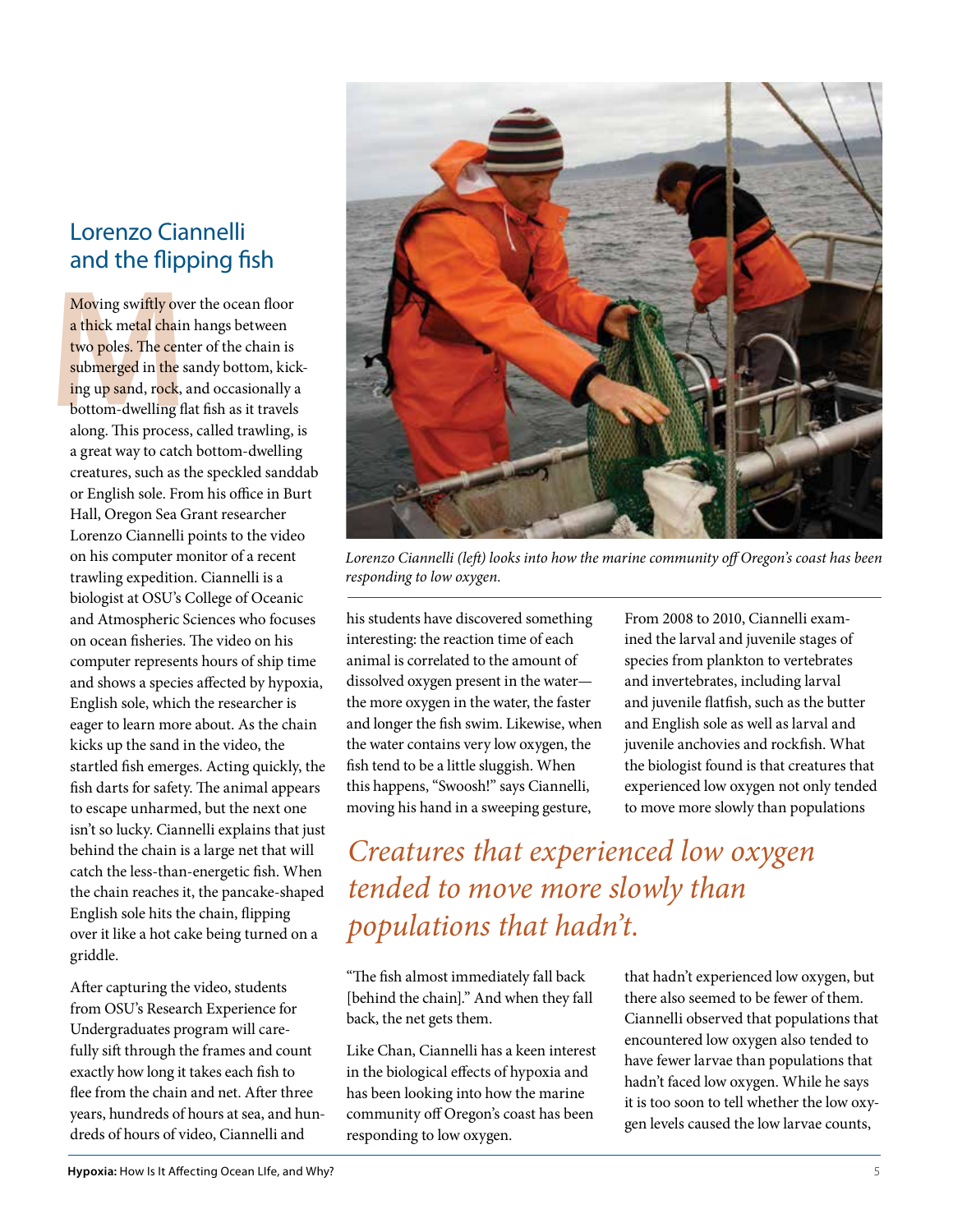## Lorenzo Ciannelli and the flipping fish

Moving swiftly over the ocean floor a thick metal chain hangs between two poles. The center of the chain is submerged in the sandy bottom, kicking up sand, rock, and occasionally a bottom-dwelling flat fish as it travels along. This process, called trawling, is a great way to catch bottom-dwelling creatures, such as the speckled sanddab or English sole. From his office in Burt Hall, Oregon Sea Grant researcher Lorenzo Ciannelli points to the video on his computer monitor of a recent trawling expedition. Ciannelli is a biologist at OSU's College of Oceanic and Atmospheric Sciences who focuses on ocean fisheries. The video on his computer represents hours of ship time and shows a species affected by hypoxia, English sole, which the researcher is eager to learn more about. As the chain kicks up the sand in the video, the startled fish emerges. Acting quickly, the fish darts for safety. The animal appears to escape unharmed, but the next one isn't so lucky. Ciannelli explains that just behind the chain is a large net that will catch the less-than-energetic fish. When the chain reaches it, the pancake-shaped English sole hits the chain, flipping over it like a hot cake being turned on a griddle.

After capturing the video, students from OSU's Research Experience for Undergraduates program will carefully sift through the frames and count exactly how long it takes each fish to flee from the chain and net. After three years, hundreds of hours at sea, and hundreds of hours of video, Ciannelli and his students have discovered something interesting: the reaction time of each animal is correlated to the amount of dissolved oxygen present in the water—the more oxygen in the water, the faster and longer the fish swim. Likewise, when the water contains very low oxygen, the fish tend to be a little sluggish. When this happens, "Swoosh!" says Ciannelli, moving his hand in a sweeping gesture, "The fish almost immediately fall back [behind the chain]." And when they fall back, the net gets them.

*Lorenzo Ciannelli (left) looks into how the marine community off Oregon's coast has been responding to low oxygen.*

Like Chan, Ciannelli has a keen interest in the biological effects of hypoxia and has been looking into how the marine community off Oregon's coast has been responding to low oxygen.

From 2008 to 2010, Ciannelli examined the larval and juvenile stages of species from plankton to vertebrates and invertebrates, including larval and juvenile flatfish, such as the butter and English sole as well as larval and juvenile anchovies and rockfish. What the biologist found is that creatures that experienced low oxygen not only tended to move more slowly than populations that hadn't experienced low oxygen, but there also seemed to be fewer of them. Ciannelli observed that populations that encountered low oxygen also tended to have fewer larvae than populations that hadn't faced low oxygen. While he says it is too soon to tell whether the low oxygen levels caused the low larvae counts,

> *Creatures that experienced low oxygen tended to move more slowly than populations that hadn't.*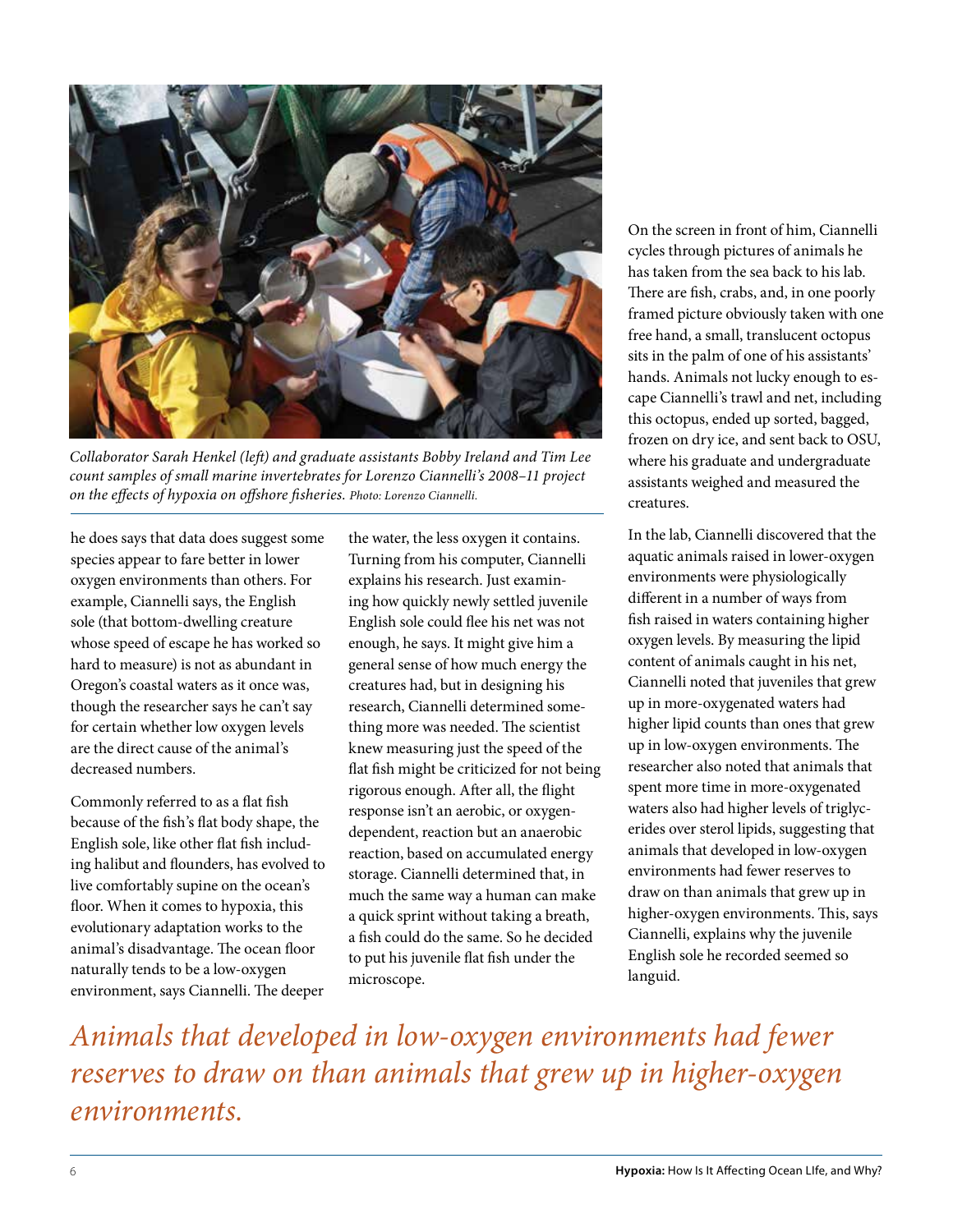*Collaborator Sarah Henkel (left) and graduate assistants Bobby Ireland and Tim Lee count samples of small marine invertebrates for Lorenzo Ciannelli's 2008–11 project on the effects of hypoxia on offshore fisheries.* Photo: Lorenzo Ciannelli.

he does says that data does suggest some species appear to fare better in lower oxygen environments than others. For example, Ciannelli says, the English sole (that bottom-dwelling creature whose speed of escape he has worked so hard to measure) is not as abundant in Oregon's coastal waters as it once was, though the researcher says he can't say for certain whether low oxygen levels are the direct cause of the animal's decreased numbers.

Commonly referred to as a flat fish because of the fish's flat body shape, the English sole, like other flat fish including halibut and flounders, has evolved to live comfortably supine on the ocean's floor. When it comes to hypoxia, this evolutionary adaptation works to the animal's disadvantage. The ocean floor naturally tends to be a low-oxygen environment, says Ciannelli. The deeper the water, the less oxygen it contains. Turning from his computer, Ciannelli explains his research. Just examining how quickly newly settled juvenile English sole could flee his net was not enough, he says. It might give him a general sense of how much energy the creatures had, but in designing his research, Ciannelli determined something more was needed. The scientist knew measuring just the speed of the flat fish might be criticized for not being rigorous enough. After all, the flight response isn't an aerobic, or oxygen-dependent, reaction but an anaerobic reaction, based on accumulated energy storage. Ciannelli determined that, in much the same way a human can make a quick sprint without taking a breath, a fish could do the same. So he decided to put his juvenile flat fish under the microscope.

On the screen in front of him, Ciannelli cycles through pictures of animals he has taken from the sea back to his lab. There are fish, crabs, and, in one poorly framed picture obviously taken with one free hand, a small, translucent octopus sits in the palm of one of his assistants' hands. Animals not lucky enough to escape Ciannelli's trawl and net, including this octopus, ended up sorted, bagged, frozen on dry ice, and sent back to OSU, where his graduate and undergraduate assistants weighed and measured the creatures.

In the lab, Ciannelli discovered that the aquatic animals raised in lower-oxygen environments were physiologically different in a number of ways from fish raised in waters containing higher oxygen levels. By measuring the lipid content of animals caught in his net, Ciannelli noted that juveniles that grew up in more-oxygenated waters had higher lipid counts than ones that grew up in low-oxygen environments. The researcher also noted that animals that spent more time in more-oxygenated waters also had higher levels of triglycerides over sterol lipids, suggesting that animals that developed in low-oxygen environments had fewer reserves to draw on than animals that grew up in higher-oxygen environments. This, says Ciannelli, explains why the juvenile English sole he recorded seemed so languid.

*Animals that developed in low-oxygen environments had fewer reserves to draw on than animals that grew up in higher-oxygen environments.*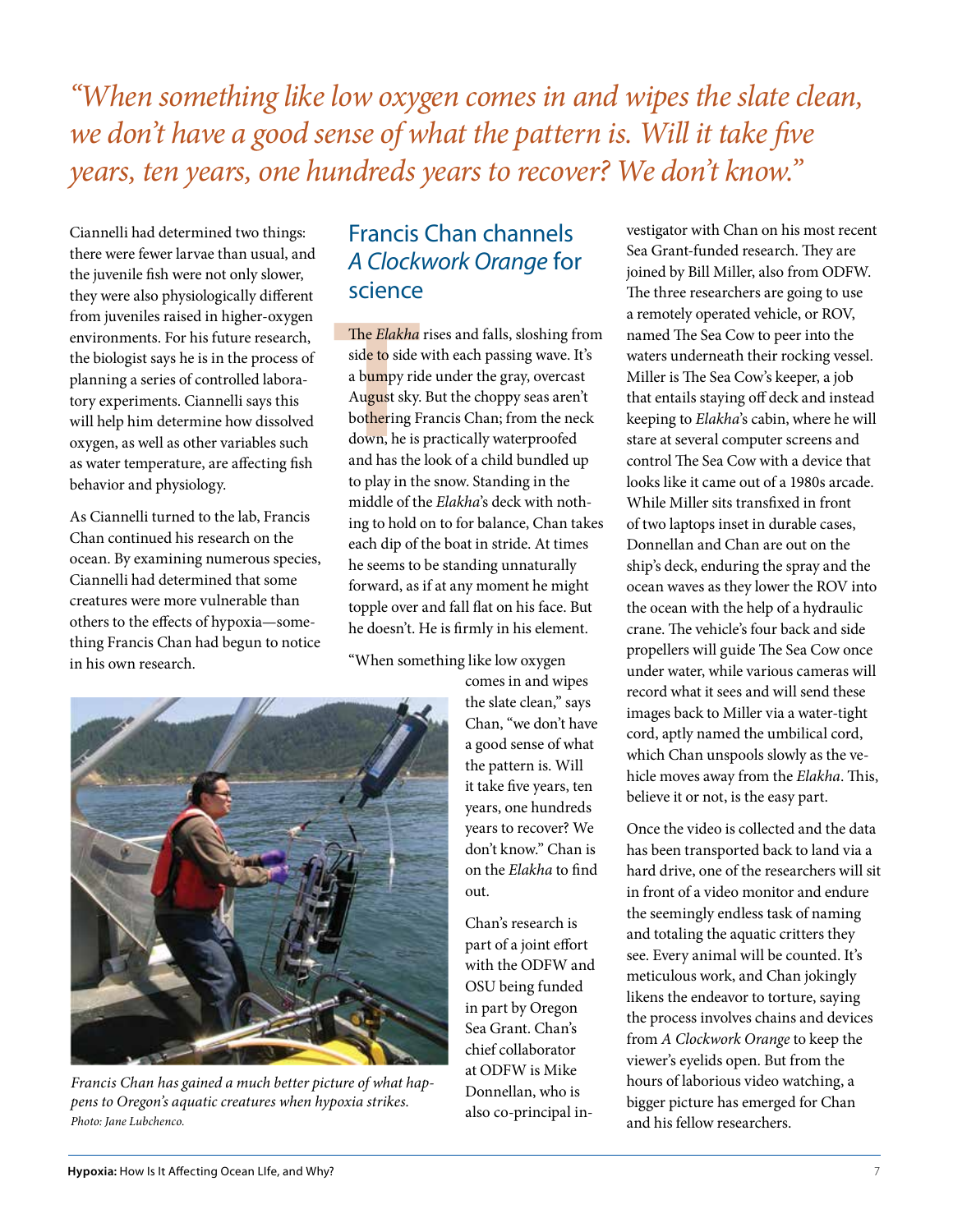*"When something like low oxygen comes in and wipes the slate clean, we don't have a good sense of what the pattern is. Will it take five years, ten years, one hundreds years to recover? We don't know."*

Ciannelli had determined two things: there were fewer larvae than usual, and the juvenile fish were not only slower, they were also physiologically different from juveniles raised in higher-oxygen environments. For his future research, the biologist says he is in the process of planning a series of controlled laboratory experiments. Ciannelli says this will help him determine how dissolved oxygen, as well as other variables such as water temperature, are affecting fish behavior and physiology.

As Ciannelli turned to the lab, Francis Chan continued his research on the ocean. By examining numerous species, Ciannelli had determined that some creatures were more vulnerable than others to the effects of hypoxia—something Francis Chan had begun to notice in his own research.

*Francis Chan has gained a much better picture of what happens to Oregon's aquatic creatures when hypoxia strikes.* *Photo: Jane Lubchenco.*

## Francis Chan channels *A Clockwork Orange* for science

The *Elakha* rises and falls, sloshing from side to side with each passing wave. It's a bumpy ride under the gray, overcast August sky. But the choppy seas aren't bothering Francis Chan; from the neck down, he is practically waterproofed and has the look of a child bundled up to play in the snow. Standing in the middle of the *Elakha*'s deck with nothing to hold on to for balance, Chan takes each dip of the boat in stride. At times he seems to be standing unnaturally forward, as if at any moment he might topple over and fall flat on his face. But he doesn't. He is firmly in his element.

"When something like low oxygen comes in and wipes the slate clean," says Chan, "we don't have a good sense of what the pattern is. Will it take five years, ten years, one hundreds years to recover? We don't know." Chan is on the *Elakha* to find out.

Chan's research is part of a joint effort with the ODFW and OSU being funded in part by Oregon Sea Grant. Chan's chief collaborator at ODFW is Mike Donnellan, who is also co-principal investigator with Chan on his most recent Sea Grant-funded research. They are joined by Bill Miller, also from ODFW. The three researchers are going to use a remotely operated vehicle, or ROV, named The Sea Cow to peer into the waters underneath their rocking vessel. Miller is The Sea Cow's keeper, a job that entails staying off deck and instead keeping to *Elakha*'s cabin, where he will stare at several computer screens and control The Sea Cow with a device that looks like it came out of a 1980s arcade. While Miller sits transfixed in front of two laptops inset in durable cases, Donnellan and Chan are out on the ship's deck, enduring the spray and the ocean waves as they lower the ROV into the ocean with the help of a hydraulic crane. The vehicle's four back and side propellers will guide The Sea Cow once under water, while various cameras will record what it sees and will send these images back to Miller via a water-tight cord, aptly named the umbilical cord, which Chan unspools slowly as the vehicle moves away from the *Elakha*. This, believe it or not, is the easy part.

Once the video is collected and the data has been transported back to land via a hard drive, one of the researchers will sit in front of a video monitor and endure the seemingly endless task of naming and totaling the aquatic critters they see. Every animal will be counted. It's meticulous work, and Chan jokingly likens the endeavor to torture, saying the process involves chains and devices from *A Clockwork Orange* to keep the viewer's eyelids open. But from the hours of laborious video watching, a bigger picture has emerged for Chan and his fellow researchers.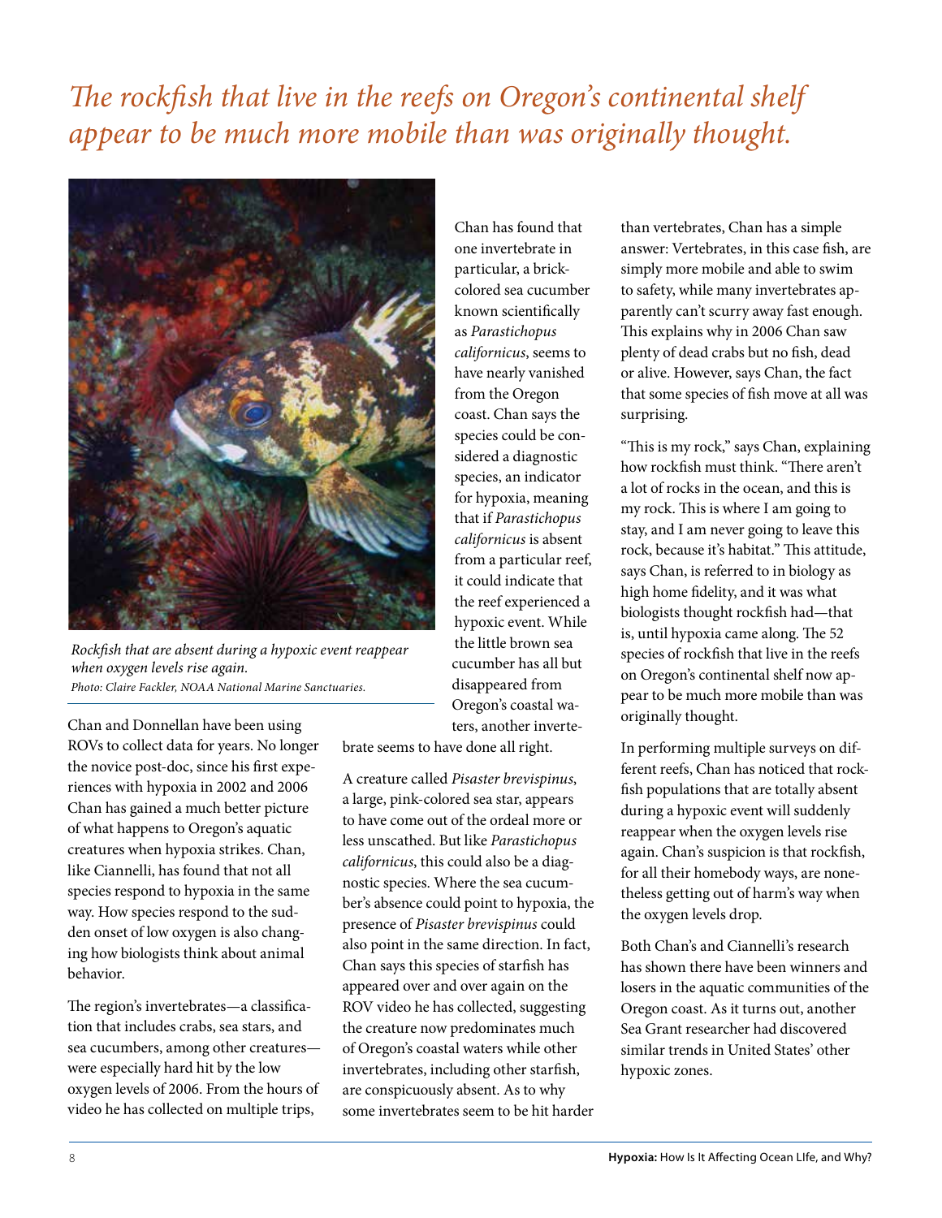*The rockfish that live in the reefs on Oregon's continental shelf appear to be much more mobile than was originally thought.*

*Rockfish that are absent during a hypoxic event reappear when oxygen levels rise again.*
*Photo: Claire Fackler, NOAA National Marine Sanctuaries.*

Chan and Donnellan have been using ROVs to collect data for years. No longer the novice post-doc, since his first experiences with hypoxia in 2002 and 2006 Chan has gained a much better picture of what happens to Oregon's aquatic creatures when hypoxia strikes. Chan, like Ciannelli, has found that not all species respond to hypoxia in the same way. How species respond to the sudden onset of low oxygen is also changing how biologists think about animal behavior.

The region's invertebrates—a classification that includes crabs, sea stars, and sea cucumbers, among other creatures—were especially hard hit by the low oxygen levels of 2006. From the hours of video he has collected on multiple trips, Chan has found that one invertebrate in particular, a brick-colored sea cucumber known scientifically as *Parastichopus californicus*, seems to have nearly vanished from the Oregon coast. Chan says the species could be considered a diagnostic species, an indicator for hypoxia, meaning that if *Parastichopus californicus* is absent from a particular reef, it could indicate that the reef experienced a hypoxic event. While the little brown sea cucumber has all but disappeared from Oregon's coastal waters, another invertebrate seems to have done all right.

A creature called *Pisaster brevispinus*, a large, pink-colored sea star, appears to have come out of the ordeal more or less unscathed. But like *Parastichopus californicus*, this could also be a diagnostic species. Where the sea cucumber's absence could point to hypoxia, the presence of *Pisaster brevispinus* could also point in the same direction. In fact, Chan says this species of starfish has appeared over and over again on the ROV video he has collected, suggesting the creature now predominates much of Oregon's coastal waters while other invertebrates, including other starfish, are conspicuously absent. As to why some invertebrates seem to be hit harder than vertebrates, Chan has a simple answer: Vertebrates, in this case fish, are simply more mobile and able to swim to safety, while many invertebrates apparently can't scurry away fast enough. This explains why in 2006 Chan saw plenty of dead crabs but no fish, dead or alive. However, says Chan, the fact that some species of fish move at all was surprising.

"This is my rock," says Chan, explaining how rockfish must think. "There aren't a lot of rocks in the ocean, and this is my rock. This is where I am going to stay, and I am never going to leave this rock, because it's habitat." This attitude, says Chan, is referred to in biology as high home fidelity, and it was what biologists thought rockfish had—that is, until hypoxia came along. The 52 species of rockfish that live in the reefs on Oregon's continental shelf now appear to be much more mobile than was originally thought.

In performing multiple surveys on different reefs, Chan has noticed that rockfish populations that are totally absent during a hypoxic event will suddenly reappear when the oxygen levels rise again. Chan's suspicion is that rockfish, for all their homebody ways, are nonetheless getting out of harm's way when the oxygen levels drop.

Both Chan's and Ciannelli's research has shown there have been winners and losers in the aquatic communities of the Oregon coast. As it turns out, another Sea Grant researcher had discovered similar trends in United States' other hypoxic zones.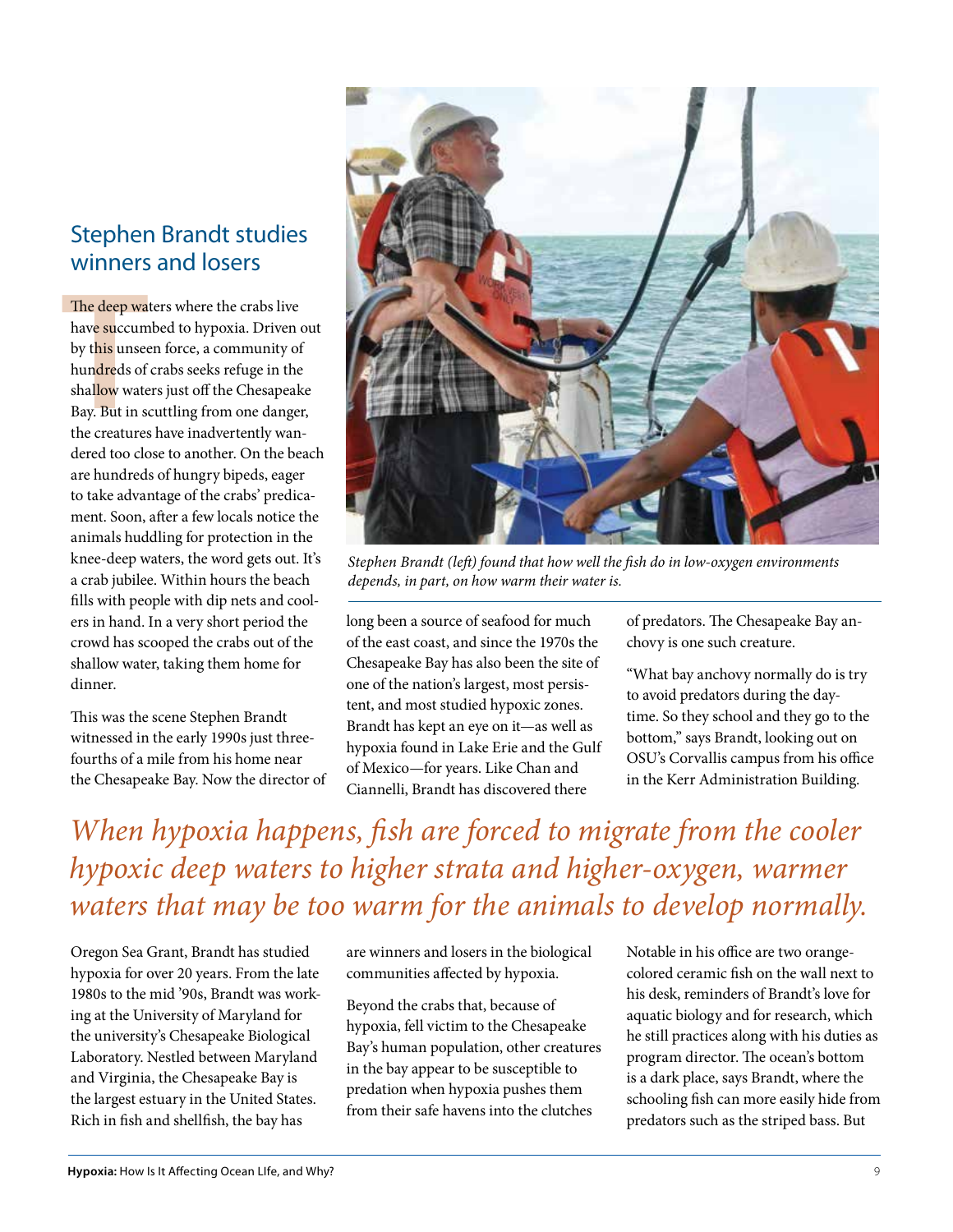## Stephen Brandt studies winners and losers

The deep waters where the crabs live have succumbed to hypoxia. Driven out by this unseen force, a community of hundreds of crabs seeks refuge in the shallow waters just off the Chesapeake Bay. But in scuttling from one danger, the creatures have inadvertently wandered too close to another. On the beach are hundreds of hungry bipeds, eager to take advantage of the crabs' predicament. Soon, after a few locals notice the animals huddling for protection in the knee-deep waters, the word gets out. It's a crab jubilee. Within hours the beach fills with people with dip nets and coolers in hand. In a very short period the crowd has scooped the crabs out of the shallow water, taking them home for dinner.

This was the scene Stephen Brandt witnessed in the early 1990s just three-fourths of a mile from his home near the Chesapeake Bay. Now the director of Oregon Sea Grant, Brandt has studied hypoxia for over 20 years. From the late 1980s to the mid '90s, Brandt was working at the University of Maryland for the university's Chesapeake Biological Laboratory. Nestled between Maryland and Virginia, the Chesapeake Bay is the largest estuary in the United States. Rich in fish and shellfish, the bay has long been a source of seafood for much of the east coast, and since the 1970s the Chesapeake Bay has also been the site of one of the nation's largest, most persistent, and most studied hypoxic zones. Brandt has kept an eye on it—as well as hypoxia found in Lake Erie and the Gulf of Mexico—for years. Like Chan and Ciannelli, Brandt has discovered there are winners and losers in the biological communities affected by hypoxia.

*Stephen Brandt (left) found that how well the fish do in low-oxygen environments depends, in part, on how warm their water is.*

Beyond the crabs that, because of hypoxia, fell victim to the Chesapeake Bay's human population, other creatures in the bay appear to be susceptible to predation when hypoxia pushes them from their safe havens into the clutches of predators. The Chesapeake Bay anchovy is one such creature.

"What bay anchovy normally do is try to avoid predators during the daytime. So they school and they go to the bottom," says Brandt, looking out on OSU's Corvallis campus from his office in the Kerr Administration Building.

*When hypoxia happens, fish are forced to migrate from the cooler hypoxic deep waters to higher strata and higher-oxygen, warmer waters that may be too warm for the animals to develop normally.*

Notable in his office are two orange-colored ceramic fish on the wall next to his desk, reminders of Brandt's love for aquatic biology and for research, which he still practices along with his duties as program director. The ocean's bottom is a dark place, says Brandt, where the schooling fish can more easily hide from predators such as the striped bass. But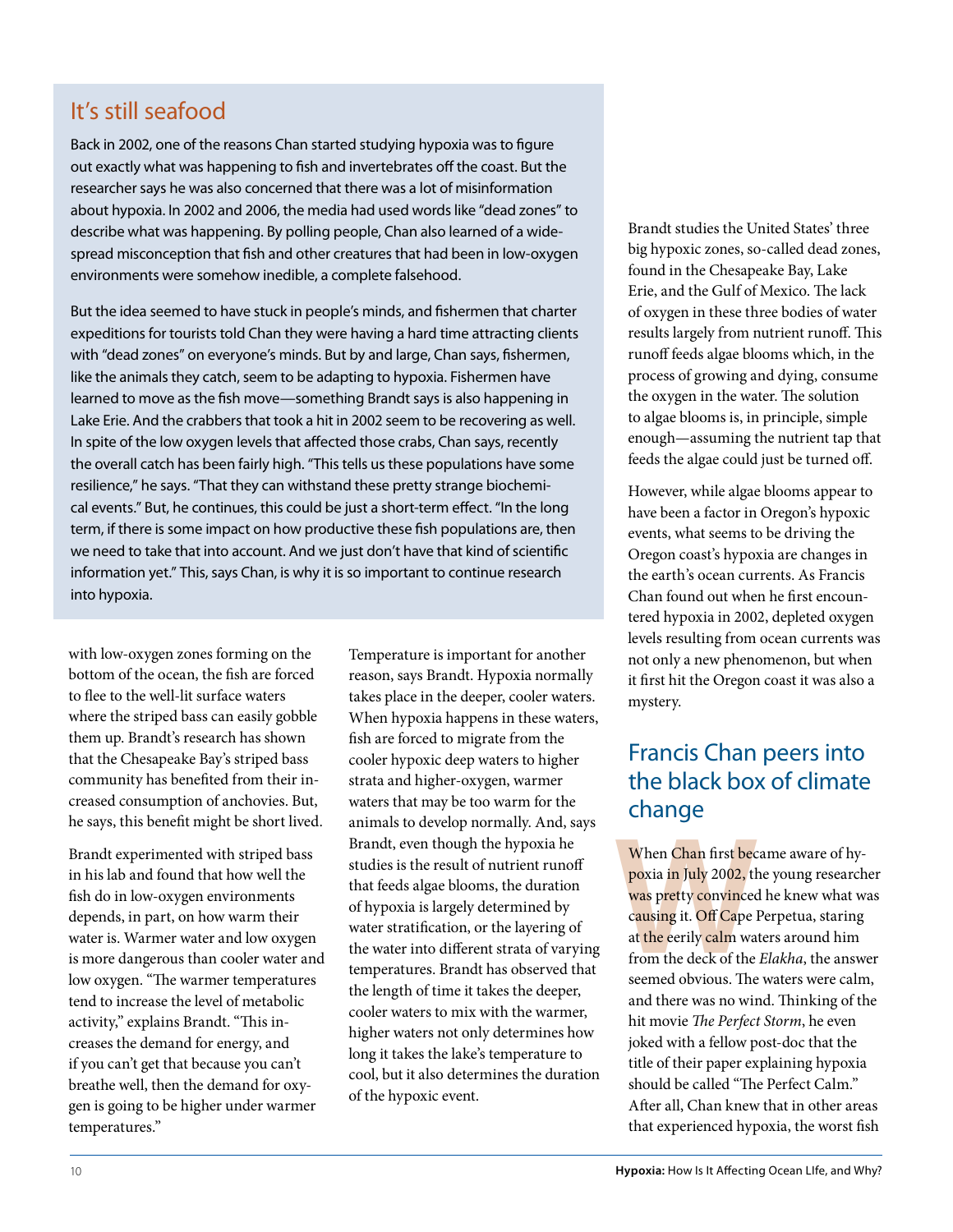## It's still seafood

Back in 2002, one of the reasons Chan started studying hypoxia was to figure out exactly what was happening to fish and invertebrates off the coast. But the researcher says he was also concerned that there was a lot of misinformation about hypoxia. In 2002 and 2006, the media had used words like "dead zones" to describe what was happening. By polling people, Chan also learned of a widespread misconception that fish and other creatures that had been in low-oxygen environments were somehow inedible, a complete falsehood.

But the idea seemed to have stuck in people's minds, and fishermen that charter expeditions for tourists told Chan they were having a hard time attracting clients with "dead zones" on everyone's minds. But by and large, Chan says, fishermen, like the animals they catch, seem to be adapting to hypoxia. Fishermen have learned to move as the fish move—something Brandt says is also happening in Lake Erie. And the crabbers that took a hit in 2002 seem to be recovering as well. In spite of the low oxygen levels that affected those crabs, Chan says, recently the overall catch has been fairly high. "This tells us these populations have some resilience," he says. "That they can withstand these pretty strange biochemical events." But, he continues, this could be just a short-term effect. "In the long term, if there is some impact on how productive these fish populations are, then we need to take that into account. And we just don't have that kind of scientific information yet." This, says Chan, is why it is so important to continue research into hypoxia.

with low-oxygen zones forming on the bottom of the ocean, the fish are forced to flee to the well-lit surface waters where the striped bass can easily gobble them up. Brandt's research has shown that the Chesapeake Bay's striped bass community has benefited from their increased consumption of anchovies. But, he says, this benefit might be short lived.

Brandt experimented with striped bass in his lab and found that how well the fish do in low-oxygen environments depends, in part, on how warm their water is. Warmer water and low oxygen is more dangerous than cooler water and low oxygen. "The warmer temperatures tend to increase the level of metabolic activity," explains Brandt. "This increases the demand for energy, and if you can't get that because you can't breathe well, then the demand for oxygen is going to be higher under warmer temperatures."

Temperature is important for another reason, says Brandt. Hypoxia normally takes place in the deeper, cooler waters. When hypoxia happens in these waters, fish are forced to migrate from the cooler hypoxic deep waters to higher strata and higher-oxygen, warmer waters that may be too warm for the animals to develop normally. And, says Brandt, even though the hypoxia he studies is the result of nutrient runoff that feeds algae blooms, the duration of hypoxia is largely determined by water stratification, or the layering of the water into different strata of varying temperatures. Brandt has observed that the length of time it takes the deeper, cooler waters to mix with the warmer, higher waters not only determines how long it takes the lake's temperature to cool, but it also determines the duration of the hypoxic event.

Brandt studies the United States' three big hypoxic zones, so-called dead zones, found in the Chesapeake Bay, Lake Erie, and the Gulf of Mexico. The lack of oxygen in these three bodies of water results largely from nutrient runoff. This runoff feeds algae blooms which, in the process of growing and dying, consume the oxygen in the water. The solution to algae blooms is, in principle, simple enough—assuming the nutrient tap that feeds the algae could just be turned off.

However, while algae blooms appear to have been a factor in Oregon's hypoxic events, what seems to be driving the Oregon coast's hypoxia are changes in the earth's ocean currents. As Francis Chan found out when he first encountered hypoxia in 2002, depleted oxygen levels resulting from ocean currents was not only a new phenomenon, but when it first hit the Oregon coast it was also a mystery.

## Francis Chan peers into the black box of climate change

When Chan first became aware of hypoxia in July 2002, the young researcher was pretty convinced he knew what was causing it. Off Cape Perpetua, staring at the eerily calm waters around him from the deck of the *Elakha*, the answer seemed obvious. The waters were calm, and there was no wind. Thinking of the hit movie *The Perfect Storm*, he even joked with a fellow post-doc that the title of their paper explaining hypoxia should be called "The Perfect Calm." After all, Chan knew that in other areas that experienced hypoxia, the worst fish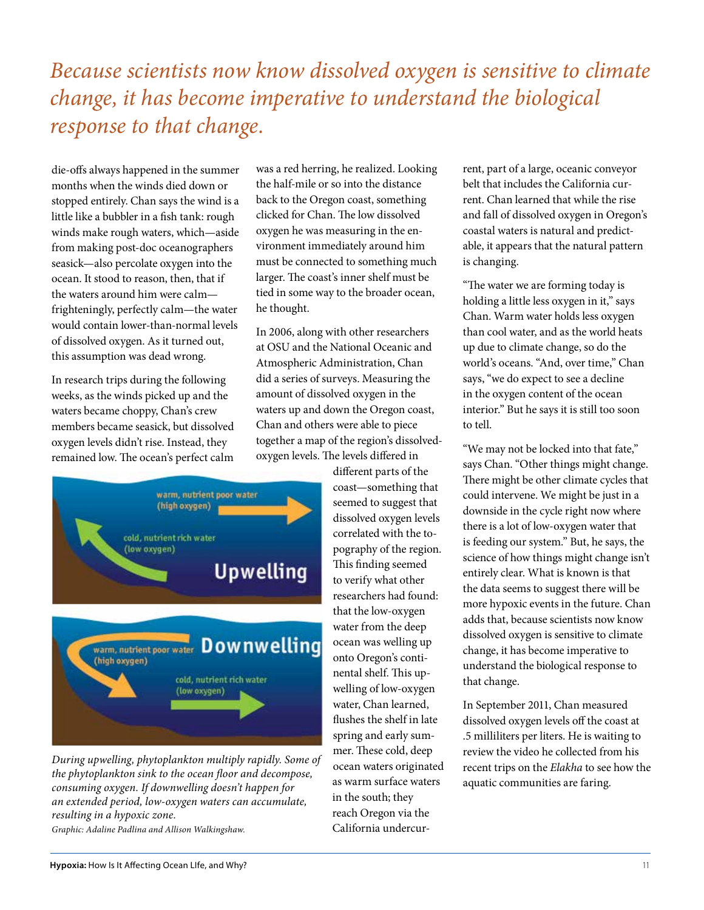*Because scientists now know dissolved oxygen is sensitive to climate change, it has become imperative to understand the biological response to that change.*

die-offs always happened in the summer months when the winds died down or stopped entirely. Chan says the wind is a little like a bubbler in a fish tank: rough winds make rough waters, which—aside from making post-doc oceanographers seasick—also percolate oxygen into the ocean. It stood to reason, then, that if the waters around him were calm—frighteningly, perfectly calm—the water would contain lower-than-normal levels of dissolved oxygen. As it turned out, this assumption was dead wrong.

In research trips during the following weeks, as the winds picked up and the waters became choppy, Chan's crew members became seasick, but dissolved oxygen levels didn't rise. Instead, they remained low. The ocean's perfect calm was a red herring, he realized. Looking the half-mile or so into the distance back to the Oregon coast, something clicked for Chan. The low dissolved oxygen he was measuring in the environment immediately around him must be connected to something much larger. The coast's inner shelf must be tied in some way to the broader ocean, he thought.

In 2006, along with other researchers at OSU and the National Oceanic and Atmospheric Administration, Chan did a series of surveys. Measuring the amount of dissolved oxygen in the waters up and down the Oregon coast, Chan and others were able to piece together a map of the region's dissolved-oxygen levels. The levels differed in different parts of the coast—something that seemed to suggest that dissolved oxygen levels correlated with the topography of the region. This finding seemed to verify what other researchers had found: that the low-oxygen water from the deep ocean was welling up onto Oregon's continental shelf. This upwelling of low-oxygen water, Chan learned, flushes the shelf in late spring and early summer. These cold, deep ocean waters originated as warm surface waters in the south; they reach Oregon via the California undercurrent, part of a large, oceanic conveyor belt that includes the California current. Chan learned that while the rise and fall of dissolved oxygen in Oregon's coastal waters is natural and predictable, it appears that the natural pattern is changing.

warm, nutrient poor water (high oxygen)

cold, nutrient rich water (low oxygen)

Upwelling

warm, nutrient poor water (high oxygen)

Downwelling

cold, nutrient rich water (low oxygen)

*During upwelling, phytoplankton multiply rapidly. Some of the phytoplankton sink to the ocean floor and decompose, consuming oxygen. If downwelling doesn't happen for an extended period, low-oxygen waters can accumulate, resulting in a hypoxic zone.*

*Graphic: Adaline Padlina and Allison Walkingshaw.*

"The water we are forming today is holding a little less oxygen in it," says Chan. Warm water holds less oxygen than cool water, and as the world heats up due to climate change, so do the world's oceans. "And, over time," Chan says, "we do expect to see a decline in the oxygen content of the ocean interior." But he says it is still too soon to tell.

"We may not be locked into that fate," says Chan. "Other things might change. There might be other climate cycles that could intervene. We might be just in a downside in the cycle right now where there is a lot of low-oxygen water that is feeding our system." But, he says, the science of how things might change isn't entirely clear. What is known is that the data seems to suggest there will be more hypoxic events in the future. Chan adds that, because scientists now know dissolved oxygen is sensitive to climate change, it has become imperative to understand the biological response to that change.

In September 2011, Chan measured dissolved oxygen levels off the coast at .5 milliliters per liters. He is waiting to review the video he collected from his recent trips on the *Elakha* to see how the aquatic communities are faring.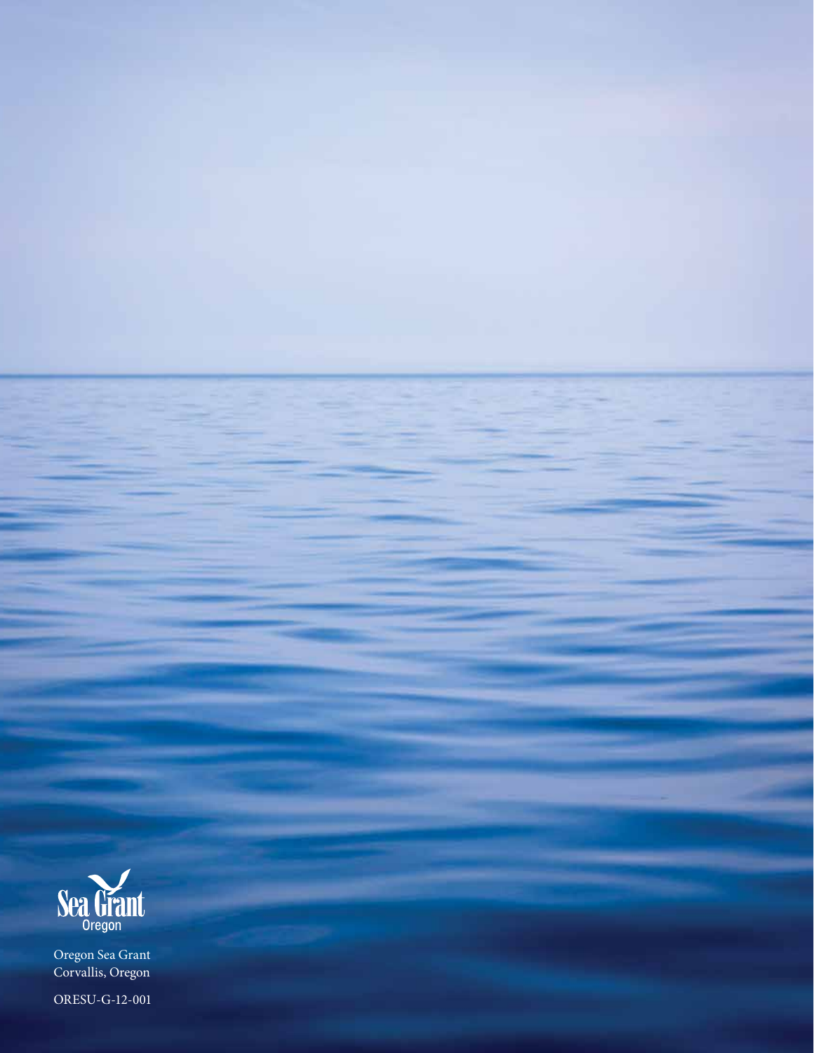Sea Grant
Oregon

Oregon Sea Grant
Corvallis, Oregon

ORESU-G-12-001